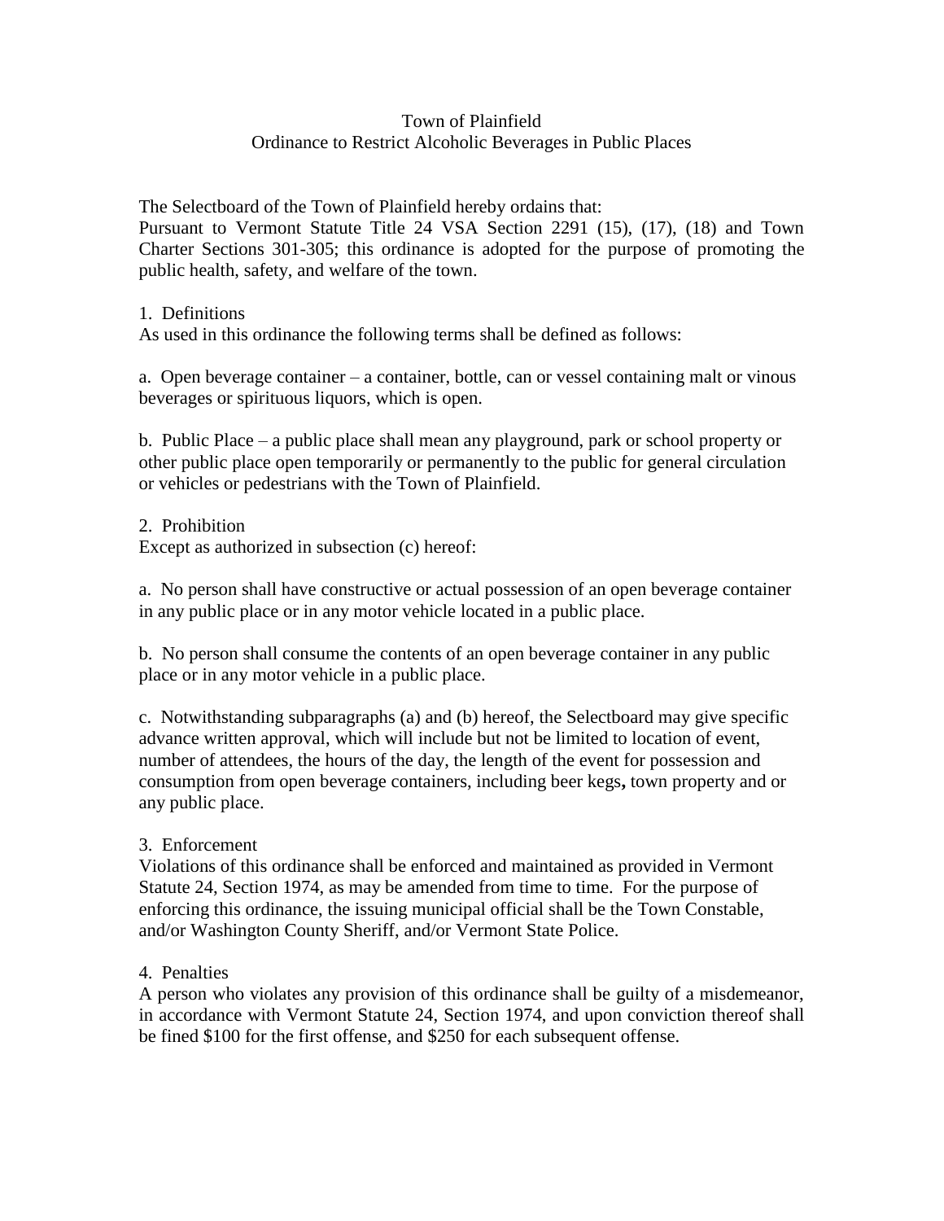# Town of Plainfield
## Ordinance to Restrict Alcoholic Beverages in Public Places

The Selectboard of the Town of Plainfield hereby ordains that:
Pursuant to Vermont Statute Title 24 VSA Section 2291 (15), (17), (18) and Town Charter Sections 301-305; this ordinance is adopted for the purpose of promoting the public health, safety, and welfare of the town.

1. Definitions
As used in this ordinance the following terms shall be defined as follows:

a. Open beverage container – a container, bottle, can or vessel containing malt or vinous beverages or spirituous liquors, which is open.

b. Public Place – a public place shall mean any playground, park or school property or other public place open temporarily or permanently to the public for general circulation or vehicles or pedestrians with the Town of Plainfield.

2. Prohibition
Except as authorized in subsection (c) hereof:

a. No person shall have constructive or actual possession of an open beverage container in any public place or in any motor vehicle located in a public place.

b. No person shall consume the contents of an open beverage container in any public place or in any motor vehicle in a public place.

c. Notwithstanding subparagraphs (a) and (b) hereof, the Selectboard may give specific advance written approval, which will include but not be limited to location of event, number of attendees, the hours of the day, the length of the event for possession and consumption from open beverage containers, including beer kegs**,** town property and or any public place.

3. Enforcement
Violations of this ordinance shall be enforced and maintained as provided in Vermont Statute 24, Section 1974, as may be amended from time to time. For the purpose of enforcing this ordinance, the issuing municipal official shall be the Town Constable, and/or Washington County Sheriff, and/or Vermont State Police.

4. Penalties
A person who violates any provision of this ordinance shall be guilty of a misdemeanor, in accordance with Vermont Statute 24, Section 1974, and upon conviction thereof shall be fined $100 for the first offense, and $250 for each subsequent offense.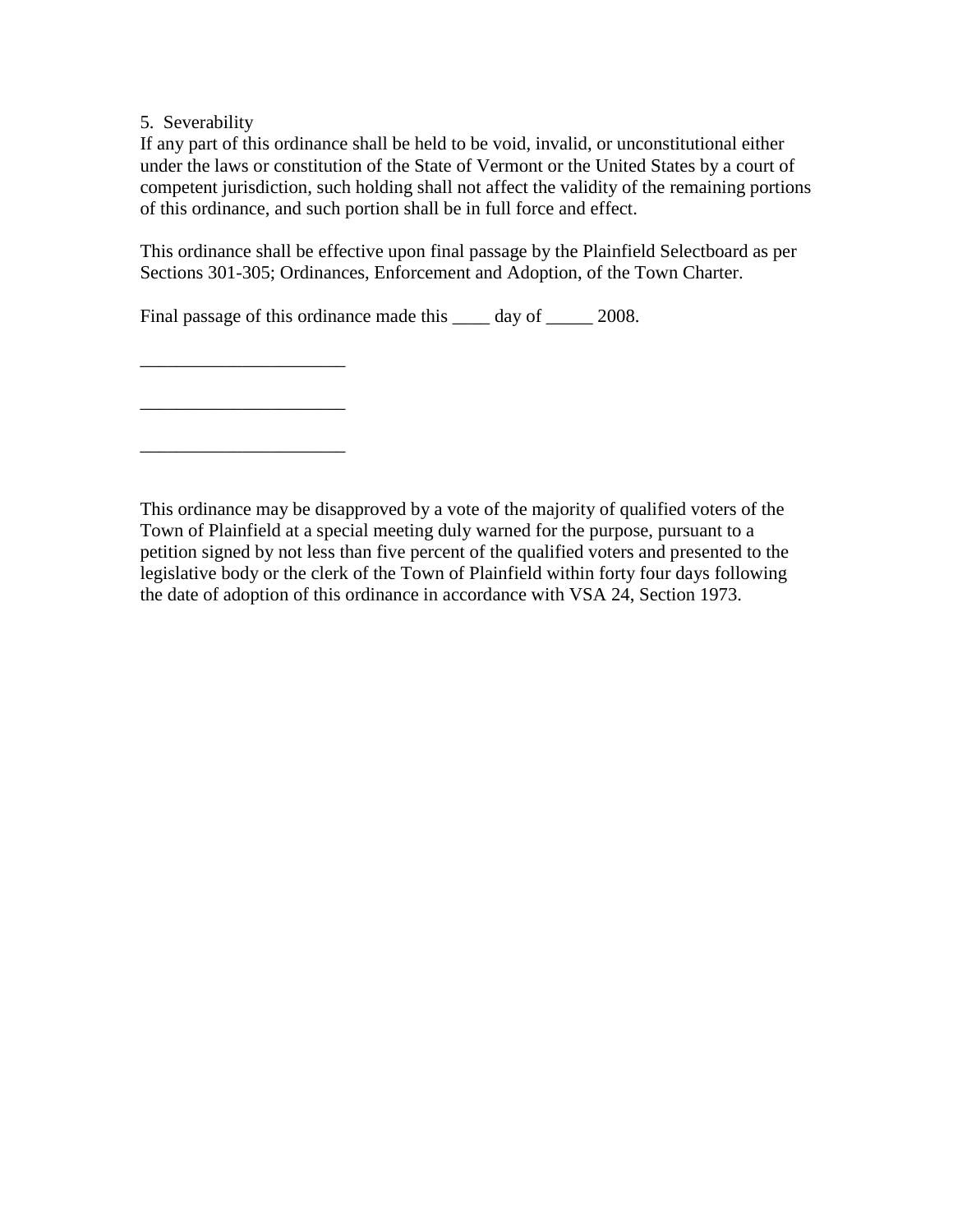5. Severability

If any part of this ordinance shall be held to be void, invalid, or unconstitutional either under the laws or constitution of the State of Vermont or the United States by a court of competent jurisdiction, such holding shall not affect the validity of the remaining portions of this ordinance, and such portion shall be in full force and effect.

This ordinance shall be effective upon final passage by the Plainfield Selectboard as per Sections 301-305; Ordinances, Enforcement and Adoption, of the Town Charter.

Final passage of this ordinance made this ____ day of _____ 2008.

______________________

______________________

______________________

This ordinance may be disapproved by a vote of the majority of qualified voters of the Town of Plainfield at a special meeting duly warned for the purpose, pursuant to a petition signed by not less than five percent of the qualified voters and presented to the legislative body or the clerk of the Town of Plainfield within forty four days following the date of adoption of this ordinance in accordance with VSA 24, Section 1973.